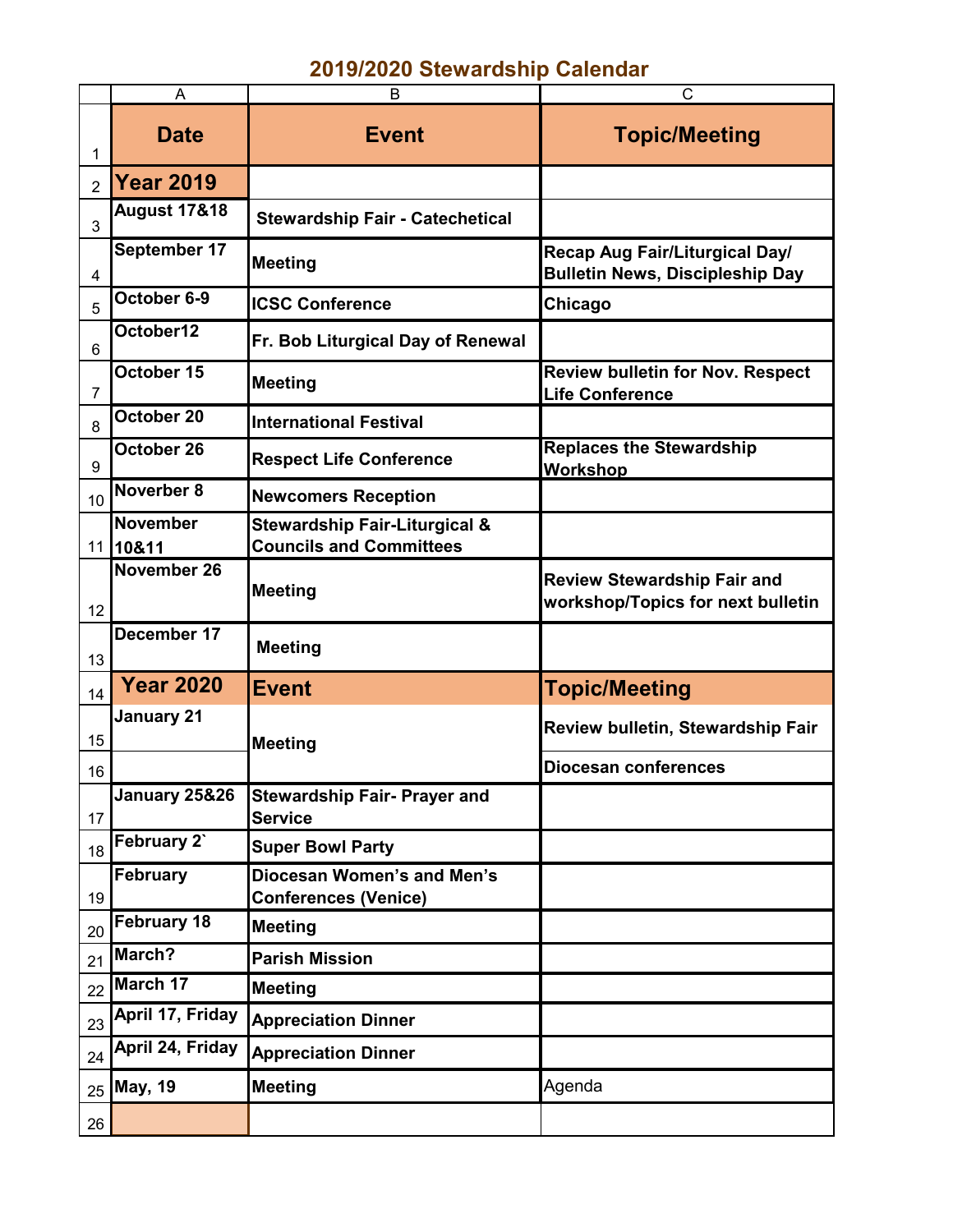# 2019/2020 Stewardship Calendar

| Date | Event | Topic/Meeting |
|---|---|---|
| **Year 2019** | | |
| August 17&18 | Stewardship Fair - Catechetical | |
| September 17 | Meeting | Recap Aug Fair/Liturgical Day/ Bulletin News, Discipleship Day |
| October 6-9 | ICSC Conference | Chicago |
| October12 | Fr. Bob Liturgical Day of Renewal | |
| October 15 | Meeting | Review bulletin for Nov. Respect Life Conference |
| October 20 | International Festival | |
| October 26 | Respect Life Conference | Replaces the Stewardship Workshop |
| Noverber 8 | Newcomers Reception | |
| November 10&11 | Stewardship Fair-Liturgical & Councils and Committees | |
| November 26 | Meeting | Review Stewardship Fair and workshop/Topics for next bulletin |
| December 17 | Meeting | |
| **Year 2020** | **Event** | **Topic/Meeting** |
| January 21 | Meeting | Review bulletin, Stewardship Fair |
| | | Diocesan conferences |
| January 25&26 | Stewardship Fair- Prayer and Service | |
| February 2` | Super Bowl Party | |
| February | Diocesan Women's and Men's Conferences (Venice) | |
| February 18 | Meeting | |
| March? | Parish Mission | |
| March 17 | Meeting | |
| April 17, Friday | Appreciation Dinner | |
| April 24, Friday | Appreciation Dinner | |
| May, 19 | Meeting | Agenda |
| | | |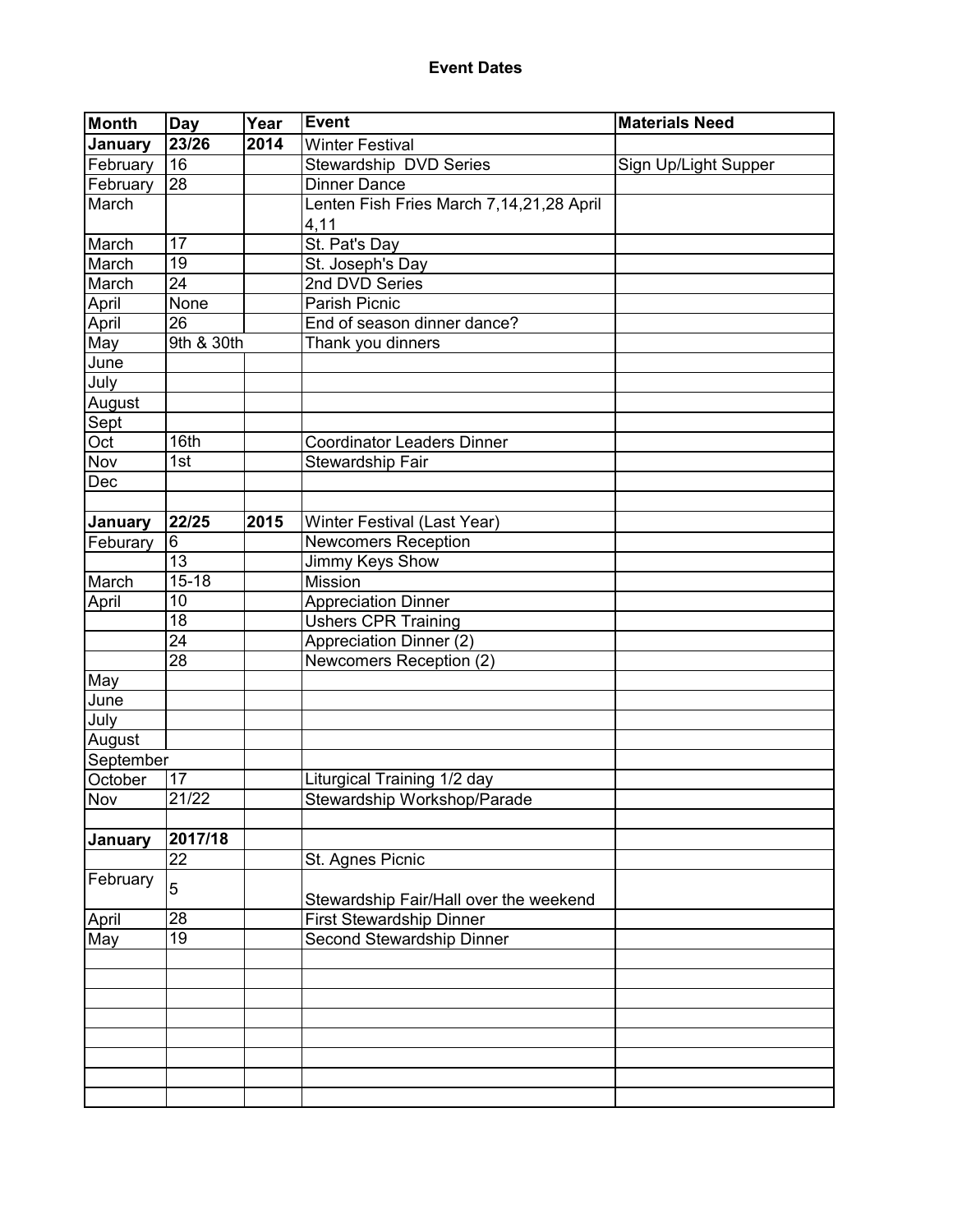**Event Dates**

| Month | Day | Year | Event | Materials Need |
|---|---|---|---|---|
| **January** | **23/26** | **2014** | Winter Festival | |
| February | 16 | | Stewardship DVD Series | Sign Up/Light Supper |
| February | 28 | | Dinner Dance | |
| March | | | Lenten Fish Fries March 7,14,21,28 April 4,11 | |
| March | 17 | | St. Pat's Day | |
| March | 19 | | St. Joseph's Day | |
| March | 24 | | 2nd DVD Series | |
| April | None | | Parish Picnic | |
| April | 26 | | End of season dinner dance? | |
| May | 9th & 30th | | Thank you dinners | |
| June | | | | |
| July | | | | |
| August | | | | |
| Sept | | | | |
| Oct | 16th | | Coordinator Leaders Dinner | |
| Nov | 1st | | Stewardship Fair | |
| Dec | | | | |
| | | | | |
| **January** | **22/25** | **2015** | Winter Festival (Last Year) | |
| Feburary | 6 | | Newcomers Reception | |
| | 13 | | Jimmy Keys Show | |
| March | 15-18 | | Mission | |
| April | 10 | | Appreciation Dinner | |
| | 18 | | Ushers CPR Training | |
| | 24 | | Appreciation Dinner (2) | |
| | 28 | | Newcomers Reception (2) | |
| May | | | | |
| June | | | | |
| July | | | | |
| August | | | | |
| September | | | | |
| October | 17 | | Liturgical Training 1/2 day | |
| Nov | 21/22 | | Stewardship Workshop/Parade | |
| | | | | |
| **January** | **2017/18** | | | |
| | 22 | | St. Agnes Picnic | |
| February | 5 | | Stewardship Fair/Hall over the weekend | |
| April | 28 | | First Stewardship Dinner | |
| May | 19 | | Second Stewardship Dinner | |
| | | | | |
| | | | | |
| | | | | |
| | | | | |
| | | | | |
| | | | | |
| | | | | |
| | | | | |